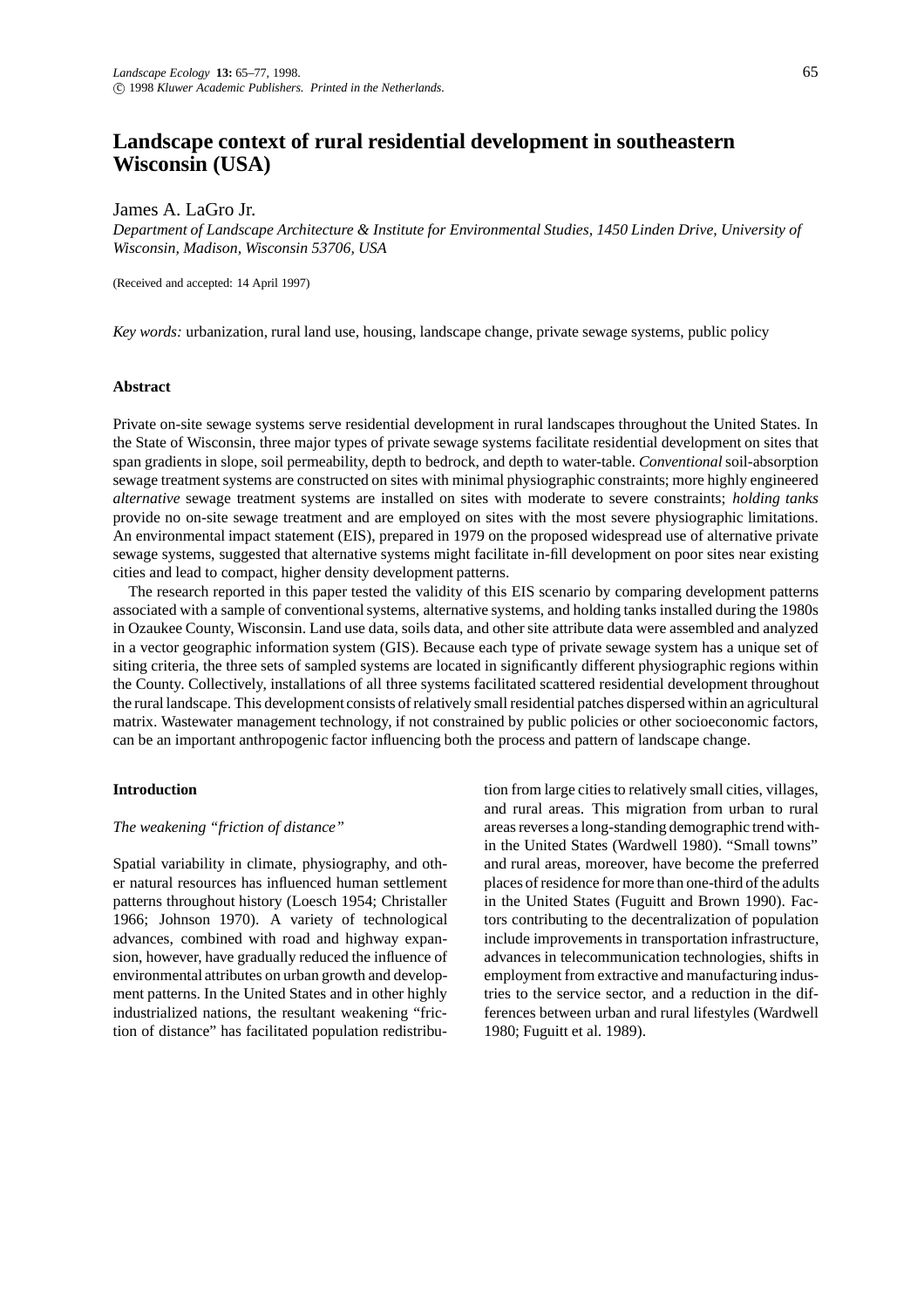# Landscape context of rural residential development in southeastern Wisconsin (USA)

James A. LaGro Jr.

*Department of Landscape Architecture & Institute for Environmental Studies, 1450 Linden Drive, University of Wisconsin, Madison, Wisconsin 53706, USA*

(Received and accepted: 14 April 1997)

*Key words:* urbanization, rural land use, housing, landscape change, private sewage systems, public policy

## Abstract

Private on-site sewage systems serve residential development in rural landscapes throughout the United States. In the State of Wisconsin, three major types of private sewage systems facilitate residential development on sites that span gradients in slope, soil permeability, depth to bedrock, and depth to water-table. *Conventional* soil-absorption sewage treatment systems are constructed on sites with minimal physiographic constraints; more highly engineered *alternative* sewage treatment systems are installed on sites with moderate to severe constraints; *holding tanks* provide no on-site sewage treatment and are employed on sites with the most severe physiographic limitations. An environmental impact statement (EIS), prepared in 1979 on the proposed widespread use of alternative private sewage systems, suggested that alternative systems might facilitate in-fill development on poor sites near existing cities and lead to compact, higher density development patterns.

The research reported in this paper tested the validity of this EIS scenario by comparing development patterns associated with a sample of conventional systems, alternative systems, and holding tanks installed during the 1980s in Ozaukee County, Wisconsin. Land use data, soils data, and other site attribute data were assembled and analyzed in a vector geographic information system (GIS). Because each type of private sewage system has a unique set of siting criteria, the three sets of sampled systems are located in significantly different physiographic regions within the County. Collectively, installations of all three systems facilitated scattered residential development throughout the rural landscape. This development consists of relatively small residential patches dispersed within an agricultural matrix. Wastewater management technology, if not constrained by public policies or other socioeconomic factors, can be an important anthropogenic factor influencing both the process and pattern of landscape change.

## Introduction

### *The weakening "friction of distance"*

Spatial variability in climate, physiography, and other natural resources has influenced human settlement patterns throughout history (Loesch 1954; Christaller 1966; Johnson 1970). A variety of technological advances, combined with road and highway expansion, however, have gradually reduced the influence of environmental attributes on urban growth and development patterns. In the United States and in other highly industrialized nations, the resultant weakening "friction of distance" has facilitated population redistribution from large cities to relatively small cities, villages, and rural areas. This migration from urban to rural areas reverses a long-standing demographic trend within the United States (Wardwell 1980). "Small towns" and rural areas, moreover, have become the preferred places of residence for more than one-third of the adults in the United States (Fuguitt and Brown 1990). Factors contributing to the decentralization of population include improvements in transportation infrastructure, advances in telecommunication technologies, shifts in employment from extractive and manufacturing industries to the service sector, and a reduction in the differences between urban and rural lifestyles (Wardwell 1980; Fuguitt et al. 1989).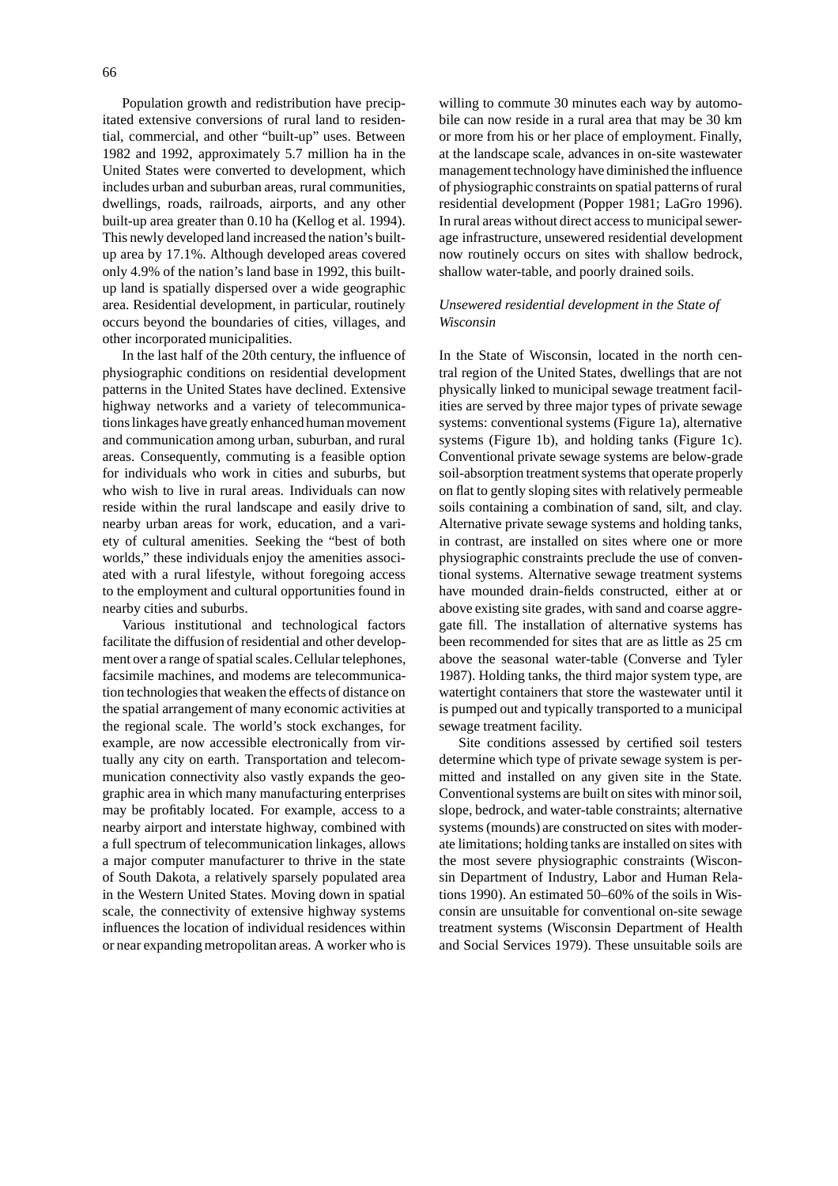Population growth and redistribution have precipitated extensive conversions of rural land to residential, commercial, and other "built-up" uses. Between 1982 and 1992, approximately 5.7 million ha in the United States were converted to development, which includes urban and suburban areas, rural communities, dwellings, roads, railroads, airports, and any other built-up area greater than 0.10 ha (Kellog et al. 1994). This newly developed land increased the nation's built-up area by 17.1%. Although developed areas covered only 4.9% of the nation's land base in 1992, this built-up land is spatially dispersed over a wide geographic area. Residential development, in particular, routinely occurs beyond the boundaries of cities, villages, and other incorporated municipalities.

In the last half of the 20th century, the influence of physiographic conditions on residential development patterns in the United States have declined. Extensive highway networks and a variety of telecommunications linkages have greatly enhanced human movement and communication among urban, suburban, and rural areas. Consequently, commuting is a feasible option for individuals who work in cities and suburbs, but who wish to live in rural areas. Individuals can now reside within the rural landscape and easily drive to nearby urban areas for work, education, and a variety of cultural amenities. Seeking the "best of both worlds," these individuals enjoy the amenities associated with a rural lifestyle, without foregoing access to the employment and cultural opportunities found in nearby cities and suburbs.

Various institutional and technological factors facilitate the diffusion of residential and other development over a range of spatial scales. Cellular telephones, facsimile machines, and modems are telecommunication technologies that weaken the effects of distance on the spatial arrangement of many economic activities at the regional scale. The world's stock exchanges, for example, are now accessible electronically from virtually any city on earth. Transportation and telecommunication connectivity also vastly expands the geographic area in which many manufacturing enterprises may be profitably located. For example, access to a nearby airport and interstate highway, combined with a full spectrum of telecommunication linkages, allows a major computer manufacturer to thrive in the state of South Dakota, a relatively sparsely populated area in the Western United States. Moving down in spatial scale, the connectivity of extensive highway systems influences the location of individual residences within or near expanding metropolitan areas. A worker who is willing to commute 30 minutes each way by automobile can now reside in a rural area that may be 30 km or more from his or her place of employment. Finally, at the landscape scale, advances in on-site wastewater management technology have diminished the influence of physiographic constraints on spatial patterns of rural residential development (Popper 1981; LaGro 1996). In rural areas without direct access to municipal sewerage infrastructure, unsewered residential development now routinely occurs on sites with shallow bedrock, shallow water-table, and poorly drained soils.

### *Unsewered residential development in the State of Wisconsin*

In the State of Wisconsin, located in the north central region of the United States, dwellings that are not physically linked to municipal sewage treatment facilities are served by three major types of private sewage systems: conventional systems (Figure 1a), alternative systems (Figure 1b), and holding tanks (Figure 1c). Conventional private sewage systems are below-grade soil-absorption treatment systems that operate properly on flat to gently sloping sites with relatively permeable soils containing a combination of sand, silt, and clay. Alternative private sewage systems and holding tanks, in contrast, are installed on sites where one or more physiographic constraints preclude the use of conventional systems. Alternative sewage treatment systems have mounded drain-fields constructed, either at or above existing site grades, with sand and coarse aggregate fill. The installation of alternative systems has been recommended for sites that are as little as 25 cm above the seasonal water-table (Converse and Tyler 1987). Holding tanks, the third major system type, are watertight containers that store the wastewater until it is pumped out and typically transported to a municipal sewage treatment facility.

Site conditions assessed by certified soil testers determine which type of private sewage system is permitted and installed on any given site in the State. Conventional systems are built on sites with minor soil, slope, bedrock, and water-table constraints; alternative systems (mounds) are constructed on sites with moderate limitations; holding tanks are installed on sites with the most severe physiographic constraints (Wisconsin Department of Industry, Labor and Human Relations 1990). An estimated 50–60% of the soils in Wisconsin are unsuitable for conventional on-site sewage treatment systems (Wisconsin Department of Health and Social Services 1979). These unsuitable soils are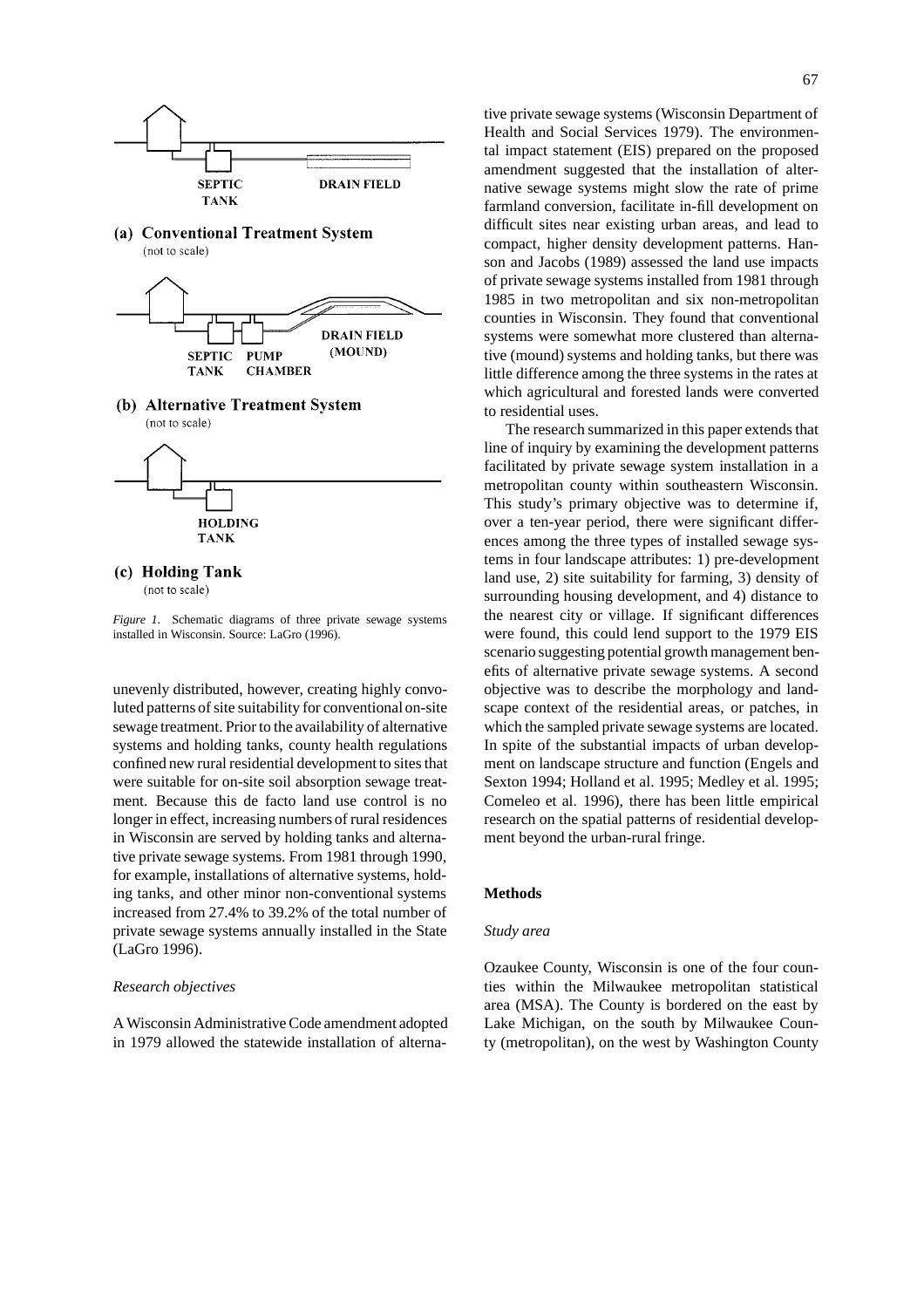SEPTIC TANK

DRAIN FIELD

**(a) Conventional Treatment System**
(not to scale)

SEPTIC TANK

PUMP CHAMBER

DRAIN FIELD (MOUND)

**(b) Alternative Treatment System**
(not to scale)

HOLDING TANK

**(c) Holding Tank**
(not to scale)

*Figure 1.* Schematic diagrams of three private sewage systems installed in Wisconsin. Source: LaGro (1996).

unevenly distributed, however, creating highly convoluted patterns of site suitability for conventional on-site sewage treatment. Prior to the availability of alternative systems and holding tanks, county health regulations confined new rural residential development to sites that were suitable for on-site soil absorption sewage treatment. Because this de facto land use control is no longer in effect, increasing numbers of rural residences in Wisconsin are served by holding tanks and alternative private sewage systems. From 1981 through 1990, for example, installations of alternative systems, holding tanks, and other minor non-conventional systems increased from 27.4% to 39.2% of the total number of private sewage systems annually installed in the State (LaGro 1996).

### *Research objectives*

A Wisconsin Administrative Code amendment adopted in 1979 allowed the statewide installation of alternative private sewage systems (Wisconsin Department of Health and Social Services 1979). The environmental impact statement (EIS) prepared on the proposed amendment suggested that the installation of alternative sewage systems might slow the rate of prime farmland conversion, facilitate in-fill development on difficult sites near existing urban areas, and lead to compact, higher density development patterns. Hanson and Jacobs (1989) assessed the land use impacts of private sewage systems installed from 1981 through 1985 in two metropolitan and six non-metropolitan counties in Wisconsin. They found that conventional systems were somewhat more clustered than alternative (mound) systems and holding tanks, but there was little difference among the three systems in the rates at which agricultural and forested lands were converted to residential uses.

The research summarized in this paper extends that line of inquiry by examining the development patterns facilitated by private sewage system installation in a metropolitan county within southeastern Wisconsin. This study's primary objective was to determine if, over a ten-year period, there were significant differences among the three types of installed sewage systems in four landscape attributes: 1) pre-development land use, 2) site suitability for farming, 3) density of surrounding housing development, and 4) distance to the nearest city or village. If significant differences were found, this could lend support to the 1979 EIS scenario suggesting potential growth management benefits of alternative private sewage systems. A second objective was to describe the morphology and landscape context of the residential areas, or patches, in which the sampled private sewage systems are located. In spite of the substantial impacts of urban development on landscape structure and function (Engels and Sexton 1994; Holland et al. 1995; Medley et al. 1995; Comeleo et al. 1996), there has been little empirical research on the spatial patterns of residential development beyond the urban-rural fringe.

## **Methods**

### *Study area*

Ozaukee County, Wisconsin is one of the four counties within the Milwaukee metropolitan statistical area (MSA). The County is bordered on the east by Lake Michigan, on the south by Milwaukee County (metropolitan), on the west by Washington County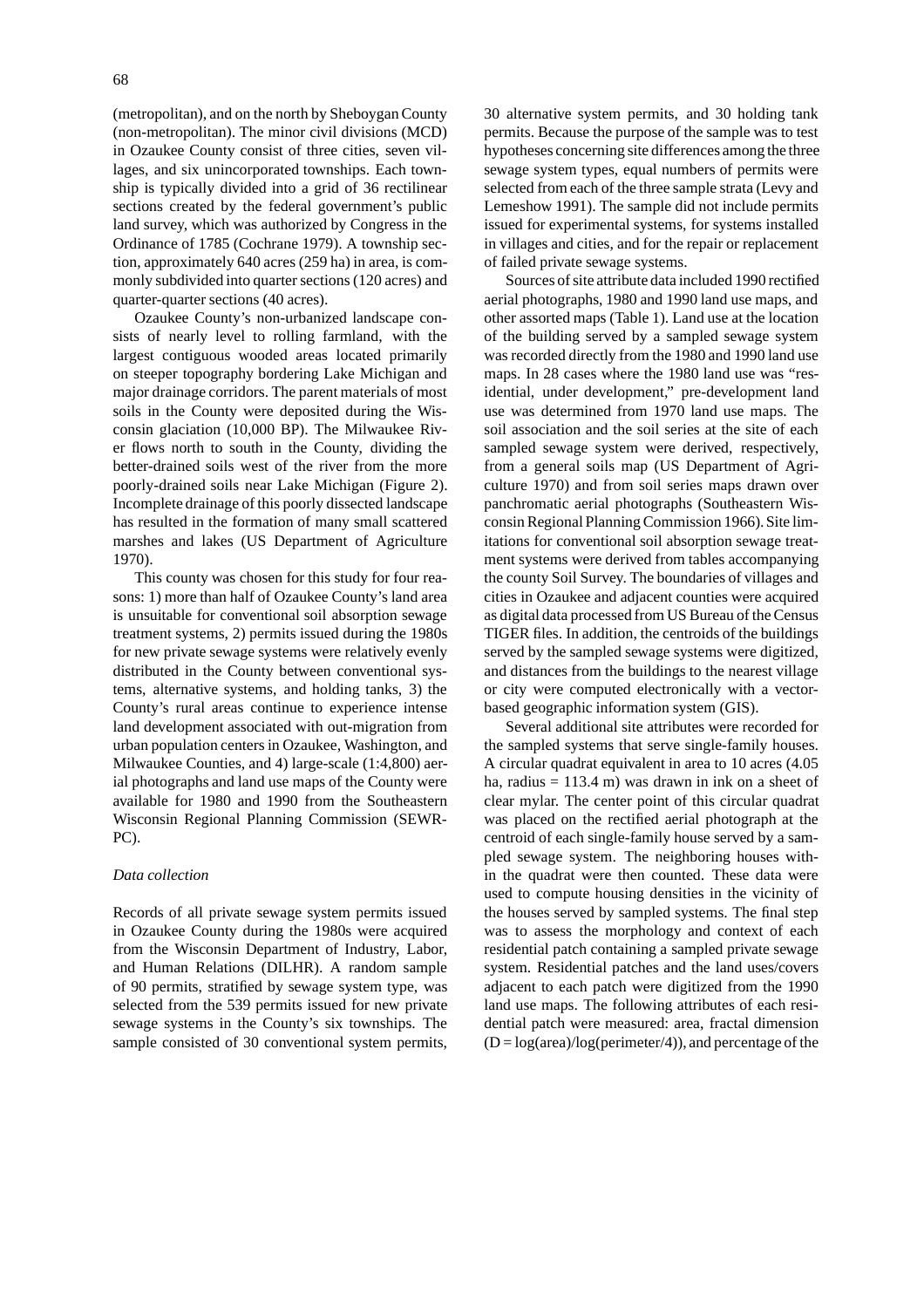(metropolitan), and on the north by Sheboygan County (non-metropolitan). The minor civil divisions (MCD) in Ozaukee County consist of three cities, seven villages, and six unincorporated townships. Each township is typically divided into a grid of 36 rectilinear sections created by the federal government's public land survey, which was authorized by Congress in the Ordinance of 1785 (Cochrane 1979). A township section, approximately 640 acres (259 ha) in area, is commonly subdivided into quarter sections (120 acres) and quarter-quarter sections (40 acres).

Ozaukee County's non-urbanized landscape consists of nearly level to rolling farmland, with the largest contiguous wooded areas located primarily on steeper topography bordering Lake Michigan and major drainage corridors. The parent materials of most soils in the County were deposited during the Wisconsin glaciation (10,000 BP). The Milwaukee River flows north to south in the County, dividing the better-drained soils west of the river from the more poorly-drained soils near Lake Michigan (Figure 2). Incomplete drainage of this poorly dissected landscape has resulted in the formation of many small scattered marshes and lakes (US Department of Agriculture 1970).

This county was chosen for this study for four reasons: 1) more than half of Ozaukee County's land area is unsuitable for conventional soil absorption sewage treatment systems, 2) permits issued during the 1980s for new private sewage systems were relatively evenly distributed in the County between conventional systems, alternative systems, and holding tanks, 3) the County's rural areas continue to experience intense land development associated with out-migration from urban population centers in Ozaukee, Washington, and Milwaukee Counties, and 4) large-scale (1:4,800) aerial photographs and land use maps of the County were available for 1980 and 1990 from the Southeastern Wisconsin Regional Planning Commission (SEWRPC).

*Data collection*

Records of all private sewage system permits issued in Ozaukee County during the 1980s were acquired from the Wisconsin Department of Industry, Labor, and Human Relations (DILHR). A random sample of 90 permits, stratified by sewage system type, was selected from the 539 permits issued for new private sewage systems in the County's six townships. The sample consisted of 30 conventional system permits, 30 alternative system permits, and 30 holding tank permits. Because the purpose of the sample was to test hypotheses concerning site differences among the three sewage system types, equal numbers of permits were selected from each of the three sample strata (Levy and Lemeshow 1991). The sample did not include permits issued for experimental systems, for systems installed in villages and cities, and for the repair or replacement of failed private sewage systems.

Sources of site attribute data included 1990 rectified aerial photographs, 1980 and 1990 land use maps, and other assorted maps (Table 1). Land use at the location of the building served by a sampled sewage system was recorded directly from the 1980 and 1990 land use maps. In 28 cases where the 1980 land use was "residential, under development," pre-development land use was determined from 1970 land use maps. The soil association and the soil series at the site of each sampled sewage system were derived, respectively, from a general soils map (US Department of Agriculture 1970) and from soil series maps drawn over panchromatic aerial photographs (Southeastern Wisconsin Regional Planning Commission 1966). Site limitations for conventional soil absorption sewage treatment systems were derived from tables accompanying the county Soil Survey. The boundaries of villages and cities in Ozaukee and adjacent counties were acquired as digital data processed from US Bureau of the Census TIGER files. In addition, the centroids of the buildings served by the sampled sewage systems were digitized, and distances from the buildings to the nearest village or city were computed electronically with a vector-based geographic information system (GIS).

Several additional site attributes were recorded for the sampled systems that serve single-family houses. A circular quadrat equivalent in area to 10 acres (4.05 ha, radius = 113.4 m) was drawn in ink on a sheet of clear mylar. The center point of this circular quadrat was placed on the rectified aerial photograph at the centroid of each single-family house served by a sampled sewage system. The neighboring houses within the quadrat were then counted. These data were used to compute housing densities in the vicinity of the houses served by sampled systems. The final step was to assess the morphology and context of each residential patch containing a sampled private sewage system. Residential patches and the land uses/covers adjacent to each patch were digitized from the 1990 land use maps. The following attributes of each residential patch were measured: area, fractal dimension ($D = \log(\text{area})/\log(\text{perimeter}/4)$), and percentage of the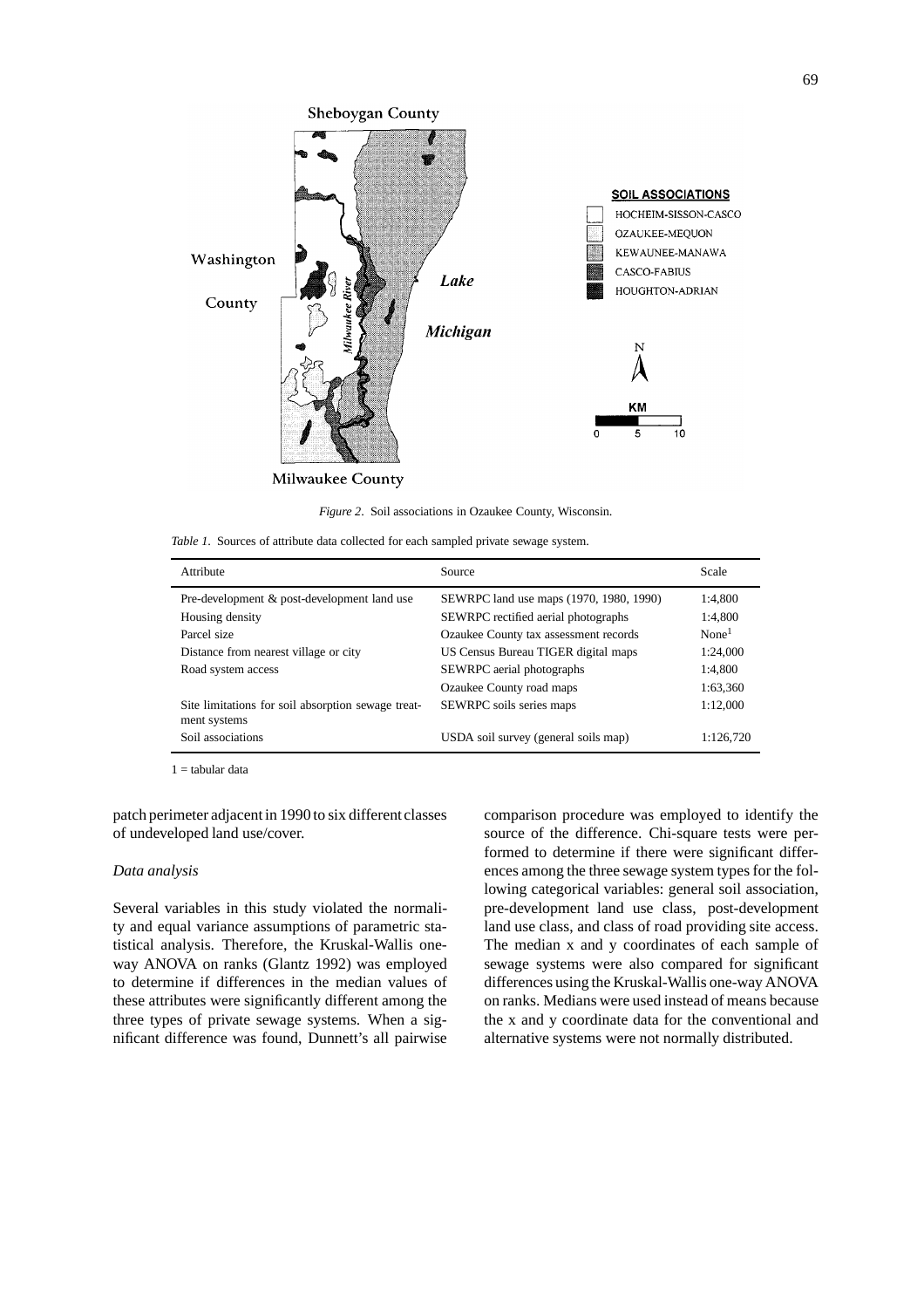*Figure 2*. Soil associations in Ozaukee County, Wisconsin.

*Table 1*. Sources of attribute data collected for each sampled private sewage system.

| Attribute | Source | Scale |
|---|---|---|
| Pre-development & post-development land use | SEWRPC land use maps (1970, 1980, 1990) | 1:4,800 |
| Housing density | SEWRPC rectified aerial photographs | 1:4,800 |
| Parcel size | Ozaukee County tax assessment records | None[1] |
| Distance from nearest village or city | US Census Bureau TIGER digital maps | 1:24,000 |
| Road system access | SEWRPC aerial photographs | 1:4,800 |
| | Ozaukee County road maps | 1:63,360 |
| Site limitations for soil absorption sewage treatment systems | SEWRPC soils series maps | 1:12,000 |
| Soil associations | USDA soil survey (general soils map) | 1:126,720 |

1 = tabular data

patch perimeter adjacent in 1990 to six different classes of undeveloped land use/cover.

### *Data analysis*

Several variables in this study violated the normality and equal variance assumptions of parametric statistical analysis. Therefore, the Kruskal-Wallis one-way ANOVA on ranks (Glantz 1992) was employed to determine if differences in the median values of these attributes were significantly different among the three types of private sewage systems. When a significant difference was found, Dunnett's all pairwise comparison procedure was employed to identify the source of the difference. Chi-square tests were performed to determine if there were significant differences among the three sewage system types for the following categorical variables: general soil association, pre-development land use class, post-development land use class, and class of road providing site access. The median x and y coordinates of each sample of sewage systems were also compared for significant differences using the Kruskal-Wallis one-way ANOVA on ranks. Medians were used instead of means because the x and y coordinate data for the conventional and alternative systems were not normally distributed.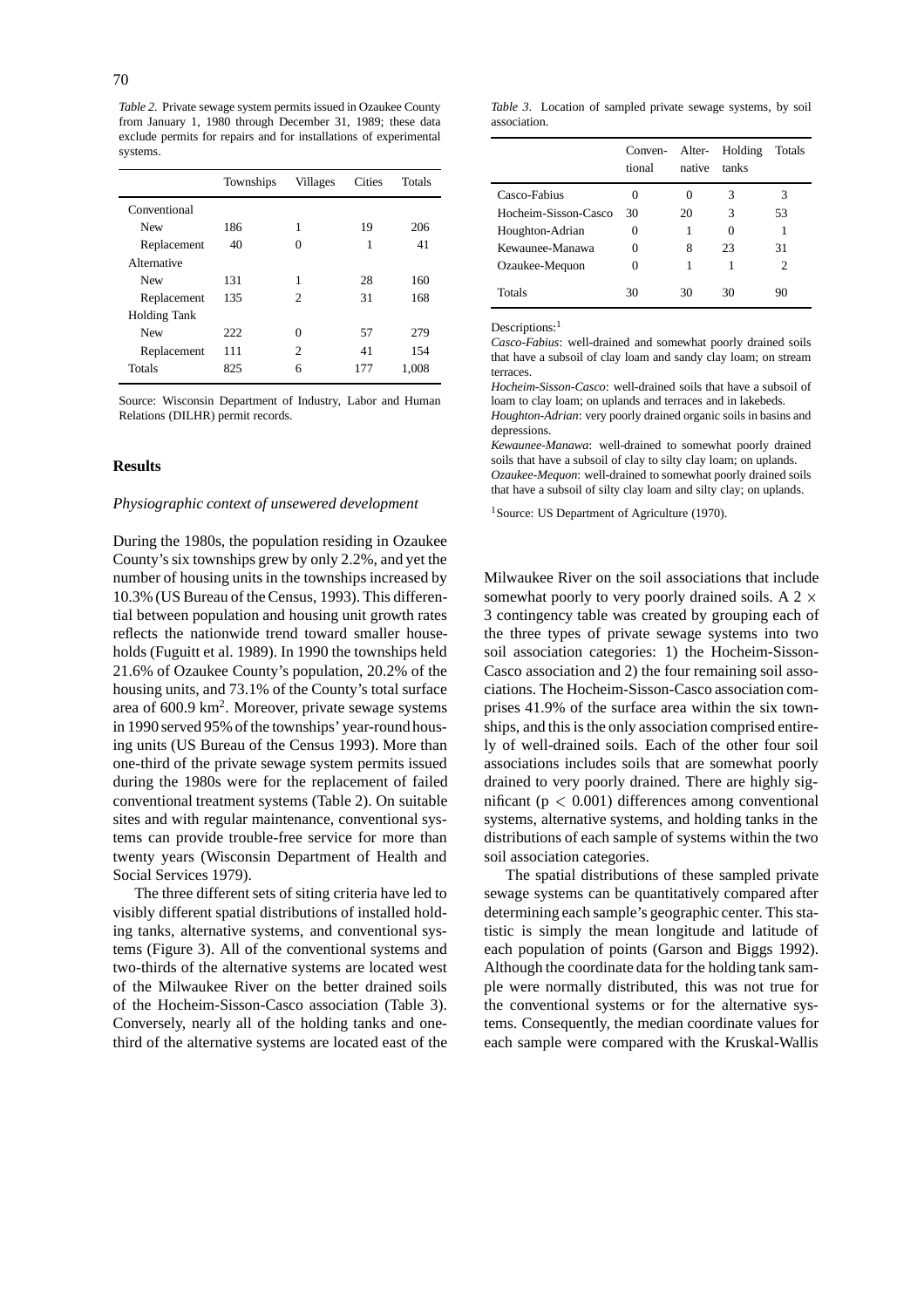*Table 2.* Private sewage system permits issued in Ozaukee County from January 1, 1980 through December 31, 1989; these data exclude permits for repairs and for installations of experimental systems.

| | Townships | Villages | Cities | Totals |
|---|---|---|---|---|
| Conventional | | | | |
| New | 186 | 1 | 19 | 206 |
| Replacement | 40 | 0 | 1 | 41 |
| Alternative | | | | |
| New | 131 | 1 | 28 | 160 |
| Replacement | 135 | 2 | 31 | 168 |
| Holding Tank | | | | |
| New | 222 | 0 | 57 | 279 |
| Replacement | 111 | 2 | 41 | 154 |
| Totals | 825 | 6 | 177 | 1,008 |

Source: Wisconsin Department of Industry, Labor and Human Relations (DILHR) permit records.

*Table 3.* Location of sampled private sewage systems, by soil association.

| | Conventional | Alternative | Holding tanks | Totals |
|---|---|---|---|---|
| Casco-Fabius | 0 | 0 | 3 | 3 |
| Hocheim-Sisson-Casco | 30 | 20 | 3 | 53 |
| Houghton-Adrian | 0 | 1 | 0 | 1 |
| Kewaunee-Manawa | 0 | 8 | 23 | 31 |
| Ozaukee-Mequon | 0 | 1 | 1 | 2 |
| Totals | 30 | 30 | 30 | 90 |

Descriptions:[1]

*Casco-Fabius*: well-drained and somewhat poorly drained soils that have a subsoil of clay loam and sandy clay loam; on stream terraces.

*Hocheim-Sisson-Casco*: well-drained soils that have a subsoil of loam to clay loam; on uplands and terraces and in lakebeds.

*Houghton-Adrian*: very poorly drained organic soils in basins and depressions.

*Kewaunee-Manawa*: well-drained to somewhat poorly drained soils that have a subsoil of clay to silty clay loam; on uplands.

*Ozaukee-Mequon*: well-drained to somewhat poorly drained soils that have a subsoil of silty clay loam and silty clay; on uplands.

[1] Source: US Department of Agriculture (1970).

## Results

### *Physiographic context of unsewered development*

During the 1980s, the population residing in Ozaukee County's six townships grew by only 2.2%, and yet the number of housing units in the townships increased by 10.3% (US Bureau of the Census, 1993). This differential between population and housing unit growth rates reflects the nationwide trend toward smaller households (Fuguitt et al. 1989). In 1990 the townships held 21.6% of Ozaukee County's population, 20.2% of the housing units, and 73.1% of the County's total surface area of 600.9 km$^2$. Moreover, private sewage systems in 1990 served 95% of the townships' year-round housing units (US Bureau of the Census 1993). More than one-third of the private sewage system permits issued during the 1980s were for the replacement of failed conventional treatment systems (Table 2). On suitable sites and with regular maintenance, conventional systems can provide trouble-free service for more than twenty years (Wisconsin Department of Health and Social Services 1979).

The three different sets of siting criteria have led to visibly different spatial distributions of installed holding tanks, alternative systems, and conventional systems (Figure 3). All of the conventional systems and two-thirds of the alternative systems are located west of the Milwaukee River on the better drained soils of the Hocheim-Sisson-Casco association (Table 3). Conversely, nearly all of the holding tanks and one-third of the alternative systems are located east of the Milwaukee River on the soil associations that include somewhat poorly to very poorly drained soils. A 2 × 3 contingency table was created by grouping each of the three types of private sewage systems into two soil association categories: 1) the Hocheim-Sisson-Casco association and 2) the four remaining soil associations. The Hocheim-Sisson-Casco association comprises 41.9% of the surface area within the six townships, and this is the only association comprised entirely of well-drained soils. Each of the other four soil associations includes soils that are somewhat poorly drained to very poorly drained. There are highly significant ($p < 0.001$) differences among conventional systems, alternative systems, and holding tanks in the distributions of each sample of systems within the two soil association categories.

The spatial distributions of these sampled private sewage systems can be quantitatively compared after determining each sample's geographic center. This statistic is simply the mean longitude and latitude of each population of points (Garson and Biggs 1992). Although the coordinate data for the holding tank sample were normally distributed, this was not true for the conventional systems or for the alternative systems. Consequently, the median coordinate values for each sample were compared with the Kruskal-Wallis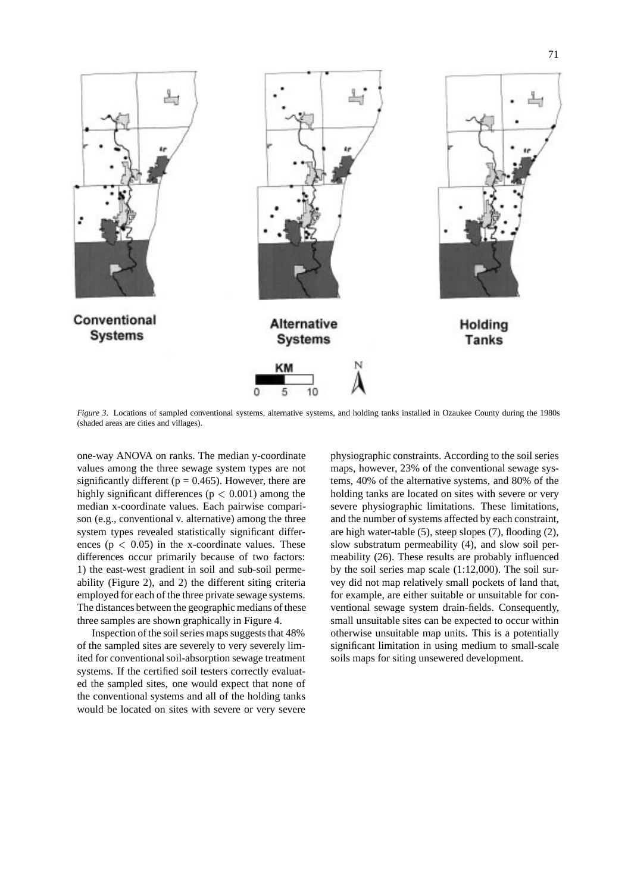*Figure 3*. Locations of sampled conventional systems, alternative systems, and holding tanks installed in Ozaukee County during the 1980s (shaded areas are cities and villages).

one-way ANOVA on ranks. The median y-coordinate values among the three sewage system types are not significantly different ($p = 0.465$). However, there are highly significant differences ($p < 0.001$) among the median x-coordinate values. Each pairwise comparison (e.g., conventional v. alternative) among the three system types revealed statistically significant differences ($p < 0.05$) in the x-coordinate values. These differences occur primarily because of two factors: 1) the east-west gradient in soil and sub-soil permeability (Figure 2), and 2) the different siting criteria employed for each of the three private sewage systems. The distances between the geographic medians of these three samples are shown graphically in Figure 4.

Inspection of the soil series maps suggests that 48% of the sampled sites are severely to very severely limited for conventional soil-absorption sewage treatment systems. If the certified soil testers correctly evaluated the sampled sites, one would expect that none of the conventional systems and all of the holding tanks would be located on sites with severe or very severe physiographic constraints. According to the soil series maps, however, 23% of the conventional sewage systems, 40% of the alternative systems, and 80% of the holding tanks are located on sites with severe or very severe physiographic limitations. These limitations, and the number of systems affected by each constraint, are high water-table (5), steep slopes (7), flooding (2), slow substratum permeability (4), and slow soil permeability (26). These results are probably influenced by the soil series map scale (1:12,000). The soil survey did not map relatively small pockets of land that, for example, are either suitable or unsuitable for conventional sewage system drain-fields. Consequently, small unsuitable sites can be expected to occur within otherwise unsuitable map units. This is a potentially significant limitation in using medium to small-scale soils maps for siting unsewered development.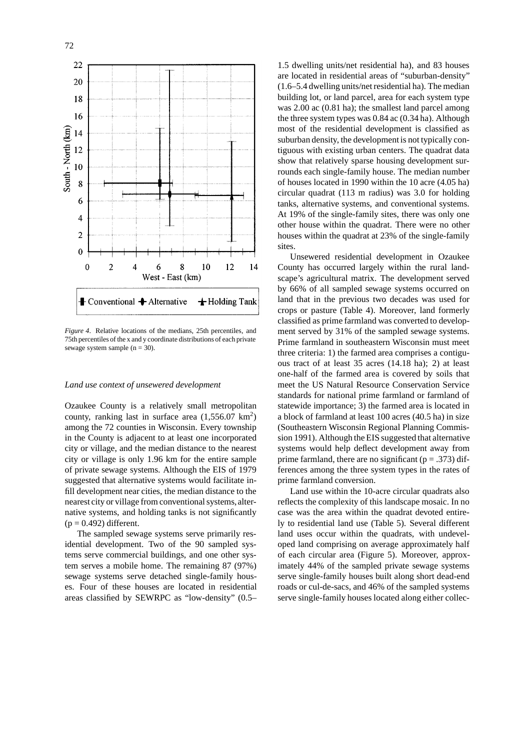*Figure 4*. Relative locations of the medians, 25th percentiles, and 75th percentiles of the x and y coordinate distributions of each private sewage system sample (n = 30).

### *Land use context of unsewered development*

Ozaukee County is a relatively small metropolitan county, ranking last in surface area (1,556.07 km$^2$) among the 72 counties in Wisconsin. Every township in the County is adjacent to at least one incorporated city or village, and the median distance to the nearest city or village is only 1.96 km for the entire sample of private sewage systems. Although the EIS of 1979 suggested that alternative systems would facilitate infill development near cities, the median distance to the nearest city or village from conventional systems, alternative systems, and holding tanks is not significantly ($p = 0.492$) different.

The sampled sewage systems serve primarily residential development. Two of the 90 sampled systems serve commercial buildings, and one other system serves a mobile home. The remaining 87 (97%) sewage systems serve detached single-family houses. Four of these houses are located in residential areas classified by SEWRPC as "low-density" (0.5–1.5 dwelling units/net residential ha), and 83 houses are located in residential areas of "suburban-density" (1.6–5.4 dwelling units/net residential ha). The median building lot, or land parcel, area for each system type was 2.00 ac (0.81 ha); the smallest land parcel among the three system types was 0.84 ac (0.34 ha). Although most of the residential development is classified as suburban density, the development is not typically contiguous with existing urban centers. The quadrat data show that relatively sparse housing development surrounds each single-family house. The median number of houses located in 1990 within the 10 acre (4.05 ha) circular quadrat (113 m radius) was 3.0 for holding tanks, alternative systems, and conventional systems. At 19% of the single-family sites, there was only one other house within the quadrat. There were no other houses within the quadrat at 23% of the single-family sites.

Unsewered residential development in Ozaukee County has occurred largely within the rural landscape's agricultural matrix. The development served by 66% of all sampled sewage systems occurred on land that in the previous two decades was used for crops or pasture (Table 4). Moreover, land formerly classified as prime farmland was converted to development served by 31% of the sampled sewage systems. Prime farmland in southeastern Wisconsin must meet three criteria: 1) the farmed area comprises a contiguous tract of at least 35 acres (14.18 ha); 2) at least one-half of the farmed area is covered by soils that meet the US Natural Resource Conservation Service standards for national prime farmland or farmland of statewide importance; 3) the farmed area is located in a block of farmland at least 100 acres (40.5 ha) in size (Southeastern Wisconsin Regional Planning Commission 1991). Although the EIS suggested that alternative systems would help deflect development away from prime farmland, there are no significant ($p = .373$) differences among the three system types in the rates of prime farmland conversion.

Land use within the 10-acre circular quadrats also reflects the complexity of this landscape mosaic. In no case was the area within the quadrat devoted entirely to residential land use (Table 5). Several different land uses occur within the quadrats, with undeveloped land comprising on average approximately half of each circular area (Figure 5). Moreover, approximately 44% of the sampled private sewage systems serve single-family houses built along short dead-end roads or cul-de-sacs, and 46% of the sampled systems serve single-family houses located along either collec-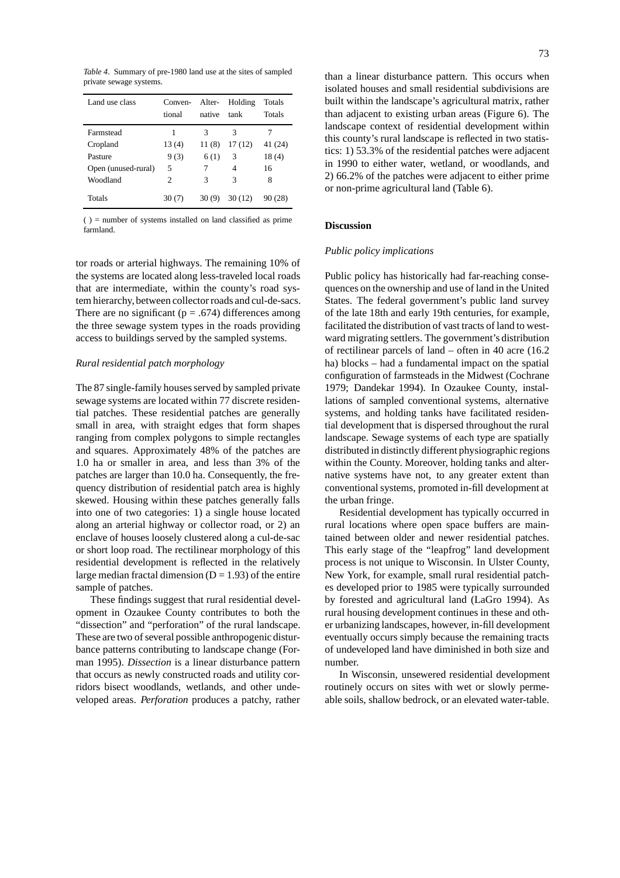*Table 4*. Summary of pre-1980 land use at the sites of sampled private sewage systems.

| Land use class | Conven-tional | Alter-native | Holding tank | Totals Totals |
|---|---|---|---|---|
| Farmstead | 1 | 3 | 3 | 7 |
| Cropland | 13 (4) | 11 (8) | 17 (12) | 41 (24) |
| Pasture | 9 (3) | 6 (1) | 3 | 18 (4) |
| Open (unused-rural) | 5 | 7 | 4 | 16 |
| Woodland | 2 | 3 | 3 | 8 |
| Totals | 30 (7) | 30 (9) | 30 (12) | 90 (28) |

( ) = number of systems installed on land classified as prime farmland.

tor roads or arterial highways. The remaining 10% of the systems are located along less-traveled local roads that are intermediate, within the county's road system hierarchy, between collector roads and cul-de-sacs. There are no significant ($p = .674$) differences among the three sewage system types in the roads providing access to buildings served by the sampled systems.

### *Rural residential patch morphology*

The 87 single-family houses served by sampled private sewage systems are located within 77 discrete residential patches. These residential patches are generally small in area, with straight edges that form shapes ranging from complex polygons to simple rectangles and squares. Approximately 48% of the patches are 1.0 ha or smaller in area, and less than 3% of the patches are larger than 10.0 ha. Consequently, the frequency distribution of residential patch area is highly skewed. Housing within these patches generally falls into one of two categories: 1) a single house located along an arterial highway or collector road, or 2) an enclave of houses loosely clustered along a cul-de-sac or short loop road. The rectilinear morphology of this residential development is reflected in the relatively large median fractal dimension ($D = 1.93$) of the entire sample of patches.

These findings suggest that rural residential development in Ozaukee County contributes to both the "dissection" and "perforation" of the rural landscape. These are two of several possible anthropogenic disturbance patterns contributing to landscape change (Forman 1995). *Dissection* is a linear disturbance pattern that occurs as newly constructed roads and utility corridors bisect woodlands, wetlands, and other undeveloped areas. *Perforation* produces a patchy, rather than a linear disturbance pattern. This occurs when isolated houses and small residential subdivisions are built within the landscape's agricultural matrix, rather than adjacent to existing urban areas (Figure 6). The landscape context of residential development within this county's rural landscape is reflected in two statistics: 1) 53.3% of the residential patches were adjacent in 1990 to either water, wetland, or woodlands, and 2) 66.2% of the patches were adjacent to either prime or non-prime agricultural land (Table 6).

## Discussion

### *Public policy implications*

Public policy has historically had far-reaching consequences on the ownership and use of land in the United States. The federal government's public land survey of the late 18th and early 19th centuries, for example, facilitated the distribution of vast tracts of land to westward migrating settlers. The government's distribution of rectilinear parcels of land – often in 40 acre (16.2 ha) blocks – had a fundamental impact on the spatial configuration of farmsteads in the Midwest (Cochrane 1979; Dandekar 1994). In Ozaukee County, installations of sampled conventional systems, alternative systems, and holding tanks have facilitated residential development that is dispersed throughout the rural landscape. Sewage systems of each type are spatially distributed in distinctly different physiographic regions within the County. Moreover, holding tanks and alternative systems have not, to any greater extent than conventional systems, promoted in-fill development at the urban fringe.

Residential development has typically occurred in rural locations where open space buffers are maintained between older and newer residential patches. This early stage of the "leapfrog" land development process is not unique to Wisconsin. In Ulster County, New York, for example, small rural residential patches developed prior to 1985 were typically surrounded by forested and agricultural land (LaGro 1994). As rural housing development continues in these and other urbanizing landscapes, however, in-fill development eventually occurs simply because the remaining tracts of undeveloped land have diminished in both size and number.

In Wisconsin, unsewered residential development routinely occurs on sites with wet or slowly permeable soils, shallow bedrock, or an elevated water-table.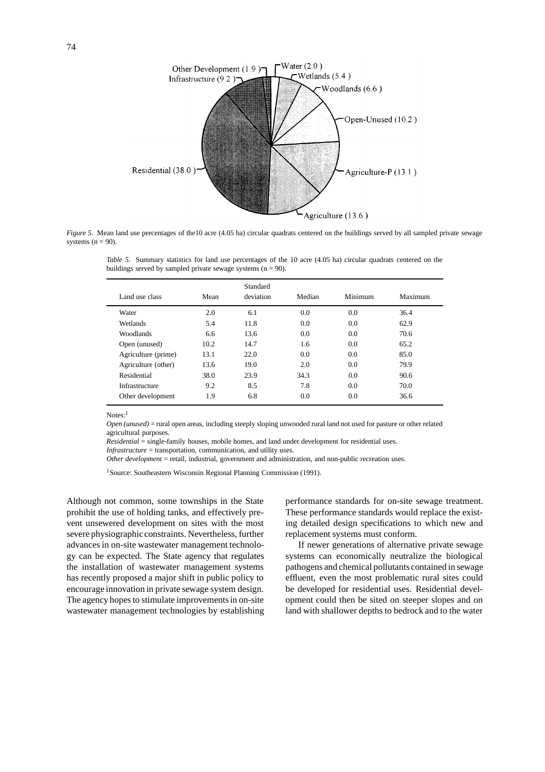*Figure 5*. Mean land use percentages of the10 acre (4.05 ha) circular quadrats centered on the buildings served by all sampled private sewage systems (n = 90).

*Table 5*. Summary statistics for land use percentages of the 10 acre (4.05 ha) circular quadrats centered on the buildings served by sampled private sewage systems (n = 90).

| Land use class | Mean | Standard deviation | Median | Minimum | Maximum |
|---|---|---|---|---|---|
| Water | 2.0 | 6.1 | 0.0 | 0.0 | 36.4 |
| Wetlands | 5.4 | 11.8 | 0.0 | 0.0 | 62.9 |
| Woodlands | 6.6 | 13.6 | 0.0 | 0.0 | 70.6 |
| Open (unused) | 10.2 | 14.7 | 1.6 | 0.0 | 65.2 |
| Agriculture (prime) | 13.1 | 22.0 | 0.0 | 0.0 | 85.0 |
| Agriculture (other) | 13.6 | 19.0 | 2.0 | 0.0 | 79.9 |
| Residential | 38.0 | 23.9 | 34.3 | 0.0 | 90.6 |
| Infrastructure | 9.2 | 8.5 | 7.8 | 0.0 | 70.0 |
| Other development | 1.9 | 6.8 | 0.0 | 0.0 | 36.6 |

Notes:[1]

*Open (unused)* = rural open areas, including steeply sloping unwooded rural land not used for pasture or other related agricultural purposes.

*Residential* = single-family houses, mobile homes, and land under development for residential uses.

*Infrastructure* = transportation, communication, and utility uses.

*Other development* = retail, industrial, government and administration, and non-public recreation uses.

[1]Source: Southeastern Wisconsin Regional Planning Commission (1991).

Although not common, some townships in the State prohibit the use of holding tanks, and effectively prevent unsewered development on sites with the most severe physiographic constraints. Nevertheless, further advances in on-site wastewater management technology can be expected. The State agency that regulates the installation of wastewater management systems has recently proposed a major shift in public policy to encourage innovation in private sewage system design. The agency hopes to stimulate improvements in on-site wastewater management technologies by establishing performance standards for on-site sewage treatment. These performance standards would replace the existing detailed design specifications to which new and replacement systems must conform.

If newer generations of alternative private sewage systems can economically neutralize the biological pathogens and chemical pollutants contained in sewage effluent, even the most problematic rural sites could be developed for residential uses. Residential development could then be sited on steeper slopes and on land with shallower depths to bedrock and to the water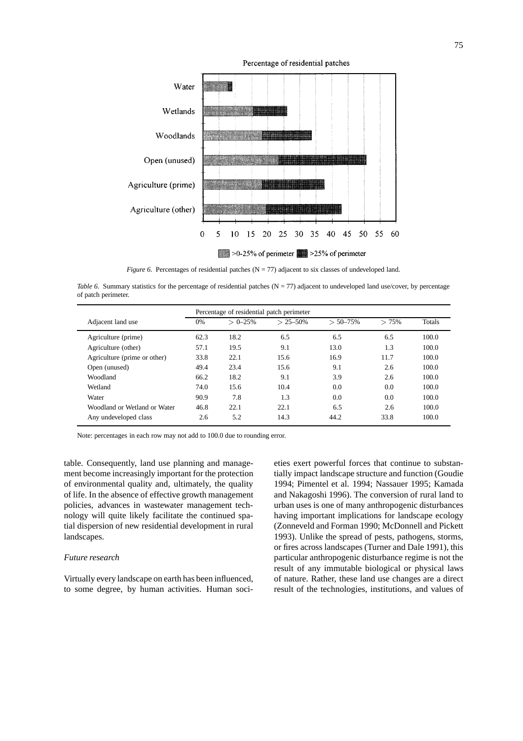*Figure 6.* Percentages of residential patches (N = 77) adjacent to six classes of undeveloped land.

*Table 6.* Summary statistics for the percentage of residential patches (N = 77) adjacent to undeveloped land use/cover, by percentage of patch perimeter.

| Adjacent land use | Percentage of residential patch perimeter | | | | | |
|---|---|---|---|---|---|---|
| | 0% | > 0–25% | > 25–50% | > 50–75% | > 75% | Totals |
| Agriculture (prime) | 62.3 | 18.2 | 6.5 | 6.5 | 6.5 | 100.0 |
| Agriculture (other) | 57.1 | 19.5 | 9.1 | 13.0 | 1.3 | 100.0 |
| Agriculture (prime or other) | 33.8 | 22.1 | 15.6 | 16.9 | 11.7 | 100.0 |
| Open (unused) | 49.4 | 23.4 | 15.6 | 9.1 | 2.6 | 100.0 |
| Woodland | 66.2 | 18.2 | 9.1 | 3.9 | 2.6 | 100.0 |
| Wetland | 74.0 | 15.6 | 10.4 | 0.0 | 0.0 | 100.0 |
| Water | 90.9 | 7.8 | 1.3 | 0.0 | 0.0 | 100.0 |
| Woodland or Wetland or Water | 46.8 | 22.1 | 22.1 | 6.5 | 2.6 | 100.0 |
| Any undeveloped class | 2.6 | 5.2 | 14.3 | 44.2 | 33.8 | 100.0 |

Note: percentages in each row may not add to 100.0 due to rounding error.

table. Consequently, land use planning and management become increasingly important for the protection of environmental quality and, ultimately, the quality of life. In the absence of effective growth management policies, advances in wastewater management technology will quite likely facilitate the continued spatial dispersion of new residential development in rural landscapes.

*Future research*

Virtually every landscape on earth has been influenced, to some degree, by human activities. Human societies exert powerful forces that continue to substantially impact landscape structure and function (Goudie 1994; Pimentel et al. 1994; Nassauer 1995; Kamada and Nakagoshi 1996). The conversion of rural land to urban uses is one of many anthropogenic disturbances having important implications for landscape ecology (Zonneveld and Forman 1990; McDonnell and Pickett 1993). Unlike the spread of pests, pathogens, storms, or fires across landscapes (Turner and Dale 1991), this particular anthropogenic disturbance regime is not the result of any immutable biological or physical laws of nature. Rather, these land use changes are a direct result of the technologies, institutions, and values of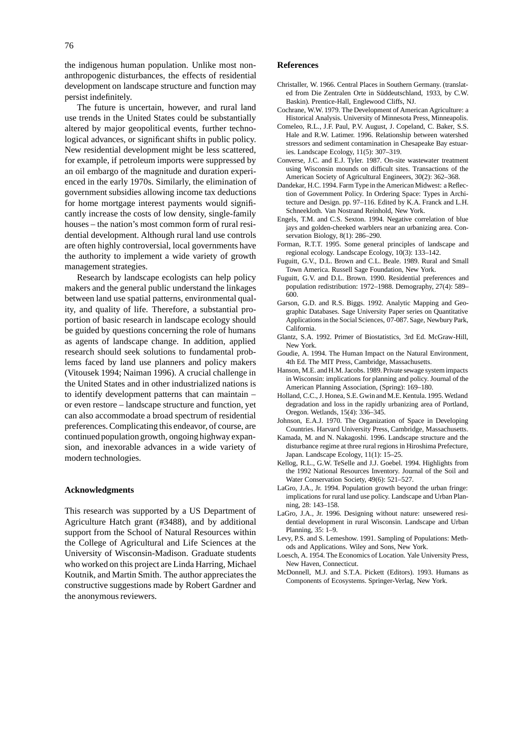the indigenous human population. Unlike most non-anthropogenic disturbances, the effects of residential development on landscape structure and function may persist indefinitely.

The future is uncertain, however, and rural land use trends in the United States could be substantially altered by major geopolitical events, further technological advances, or significant shifts in public policy. New residential development might be less scattered, for example, if petroleum imports were suppressed by an oil embargo of the magnitude and duration experienced in the early 1970s. Similarly, the elimination of government subsidies allowing income tax deductions for home mortgage interest payments would significantly increase the costs of low density, single-family houses – the nation's most common form of rural residential development. Although rural land use controls are often highly controversial, local governments have the authority to implement a wide variety of growth management strategies.

Research by landscape ecologists can help policy makers and the general public understand the linkages between land use spatial patterns, environmental quality, and quality of life. Therefore, a substantial proportion of basic research in landscape ecology should be guided by questions concerning the role of humans as agents of landscape change. In addition, applied research should seek solutions to fundamental problems faced by land use planners and policy makers (Vitousek 1994; Naiman 1996). A crucial challenge in the United States and in other industrialized nations is to identify development patterns that can maintain – or even restore – landscape structure and function, yet can also accommodate a broad spectrum of residential preferences. Complicating this endeavor, of course, are continued population growth, ongoing highway expansion, and inexorable advances in a wide variety of modern technologies.

## Acknowledgments

This research was supported by a US Department of Agriculture Hatch grant (#3488), and by additional support from the School of Natural Resources within the College of Agricultural and Life Sciences at the University of Wisconsin-Madison. Graduate students who worked on this project are Linda Harring, Michael Koutnik, and Martin Smith. The author appreciates the constructive suggestions made by Robert Gardner and the anonymous reviewers.

## References

Christaller, W. 1966. Central Places in Southern Germany. (translated from Die Zentralen Orte in Süddeutschland, 1933, by C.W. Baskin). Prentice-Hall, Englewood Cliffs, NJ.

Cochrane, W.W. 1979. The Development of American Agriculture: a Historical Analysis. University of Minnesota Press, Minneapolis.

Comeleo, R.L., J.F. Paul, P.V. August, J. Copeland, C. Baker, S.S. Hale and R.W. Latimer. 1996. Relationship between watershed stressors and sediment contamination in Chesapeake Bay estuaries. Landscape Ecology, 11(5): 307–319.

Converse, J.C. and E.J. Tyler. 1987. On-site wastewater treatment using Wisconsin mounds on difficult sites. Transactions of the American Society of Agricultural Engineers, 30(2): 362–368.

Dandekar, H.C. 1994. Farm Type in the American Midwest: a Reflection of Government Policy. In Ordering Space: Types in Architecture and Design. pp. 97–116. Edited by K.A. Franck and L.H. Schneekloth. Van Nostrand Reinhold, New York.

Engels, T.M. and C.S. Sexton. 1994. Negative correlation of blue jays and golden-cheeked warblers near an urbanizing area. Conservation Biology, 8(1): 286–290.

Forman, R.T.T. 1995. Some general principles of landscape and regional ecology. Landscape Ecology, 10(3): 133–142.

Fuguitt, G.V., D.L. Brown and C.L. Beale. 1989. Rural and Small Town America. Russell Sage Foundation, New York.

Fuguitt, G.V. and D.L. Brown. 1990. Residential preferences and population redistribution: 1972–1988. Demography, 27(4): 589–600.

Garson, G.D. and R.S. Biggs. 1992. Analytic Mapping and Geographic Databases. Sage University Paper series on Quantitative Applications in the Social Sciences, 07-087. Sage, Newbury Park, California.

Glantz, S.A. 1992. Primer of Biostatistics, 3rd Ed. McGraw-Hill, New York.

Goudie, A. 1994. The Human Impact on the Natural Environment, 4th Ed. The MIT Press, Cambridge, Massachusetts.

Hanson, M.E. and H.M. Jacobs. 1989. Private sewage system impacts in Wisconsin: implications for planning and policy. Journal of the American Planning Association, (Spring): 169–180.

Holland, C.C., J. Honea, S.E. Gwin and M.E. Kentula. 1995. Wetland degradation and loss in the rapidly urbanizing area of Portland, Oregon. Wetlands, 15(4): 336–345.

Johnson, E.A.J. 1970. The Organization of Space in Developing Countries. Harvard University Press, Cambridge, Massachusetts.

Kamada, M. and N. Nakagoshi. 1996. Landscape structure and the disturbance regime at three rural regions in Hiroshima Prefecture, Japan. Landscape Ecology, 11(1): 15–25.

Kellog, R.L., G.W. TeSelle and J.J. Goebel. 1994. Highlights from the 1992 National Resources Inventory. Journal of the Soil and Water Conservation Society, 49(6): 521–527.

LaGro, J.A., Jr. 1994. Population growth beyond the urban fringe: implications for rural land use policy. Landscape and Urban Planning, 28: 143–158.

LaGro, J.A., Jr. 1996. Designing without nature: unsewered residential development in rural Wisconsin. Landscape and Urban Planning, 35: 1–9.

Levy, P.S. and S. Lemeshow. 1991. Sampling of Populations: Methods and Applications. Wiley and Sons, New York.

Loesch, A. 1954. The Economics of Location. Yale University Press, New Haven, Connecticut.

McDonnell, M.J. and S.T.A. Pickett (Editors). 1993. Humans as Components of Ecosystems. Springer-Verlag, New York.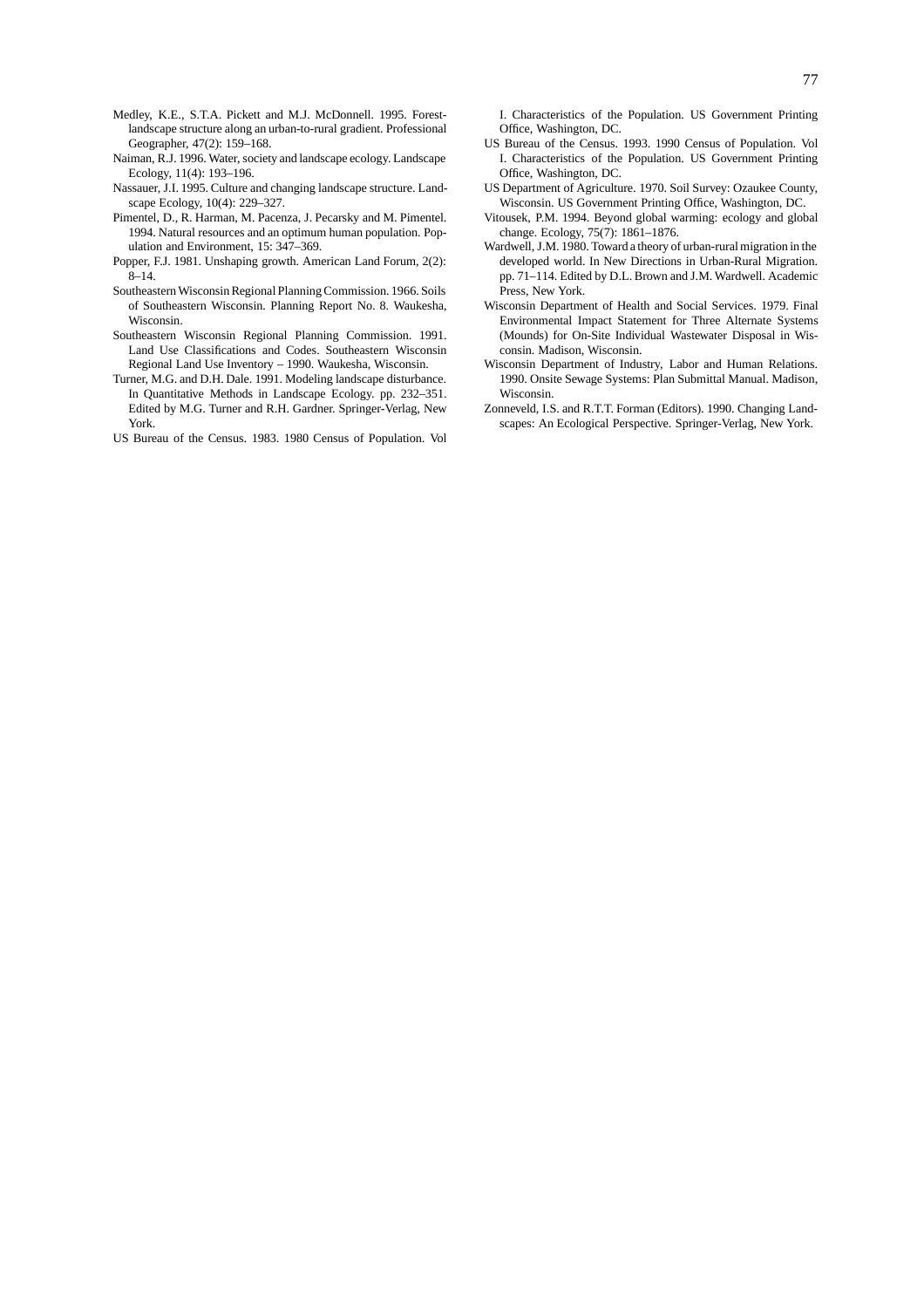Medley, K.E., S.T.A. Pickett and M.J. McDonnell. 1995. Forest-landscape structure along an urban-to-rural gradient. Professional Geographer, 47(2): 159–168.

Naiman, R.J. 1996. Water, society and landscape ecology. Landscape Ecology, 11(4): 193–196.

Nassauer, J.I. 1995. Culture and changing landscape structure. Landscape Ecology, 10(4): 229–327.

Pimentel, D., R. Harman, M. Pacenza, J. Pecarsky and M. Pimentel. 1994. Natural resources and an optimum human population. Population and Environment, 15: 347–369.

Popper, F.J. 1981. Unshaping growth. American Land Forum, 2(2): 8–14.

Southeastern Wisconsin Regional Planning Commission. 1966. Soils of Southeastern Wisconsin. Planning Report No. 8. Waukesha, Wisconsin.

Southeastern Wisconsin Regional Planning Commission. 1991. Land Use Classifications and Codes. Southeastern Wisconsin Regional Land Use Inventory – 1990. Waukesha, Wisconsin.

Turner, M.G. and D.H. Dale. 1991. Modeling landscape disturbance. In Quantitative Methods in Landscape Ecology. pp. 232–351. Edited by M.G. Turner and R.H. Gardner. Springer-Verlag, New York.

US Bureau of the Census. 1983. 1980 Census of Population. Vol I. Characteristics of the Population. US Government Printing Office, Washington, DC.

US Bureau of the Census. 1993. 1990 Census of Population. Vol I. Characteristics of the Population. US Government Printing Office, Washington, DC.

US Department of Agriculture. 1970. Soil Survey: Ozaukee County, Wisconsin. US Government Printing Office, Washington, DC.

Vitousek, P.M. 1994. Beyond global warming: ecology and global change. Ecology, 75(7): 1861–1876.

Wardwell, J.M. 1980. Toward a theory of urban-rural migration in the developed world. In New Directions in Urban-Rural Migration. pp. 71–114. Edited by D.L. Brown and J.M. Wardwell. Academic Press, New York.

Wisconsin Department of Health and Social Services. 1979. Final Environmental Impact Statement for Three Alternate Systems (Mounds) for On-Site Individual Wastewater Disposal in Wisconsin. Madison, Wisconsin.

Wisconsin Department of Industry, Labor and Human Relations. 1990. Onsite Sewage Systems: Plan Submittal Manual. Madison, Wisconsin.

Zonneveld, I.S. and R.T.T. Forman (Editors). 1990. Changing Landscapes: An Ecological Perspective. Springer-Verlag, New York.